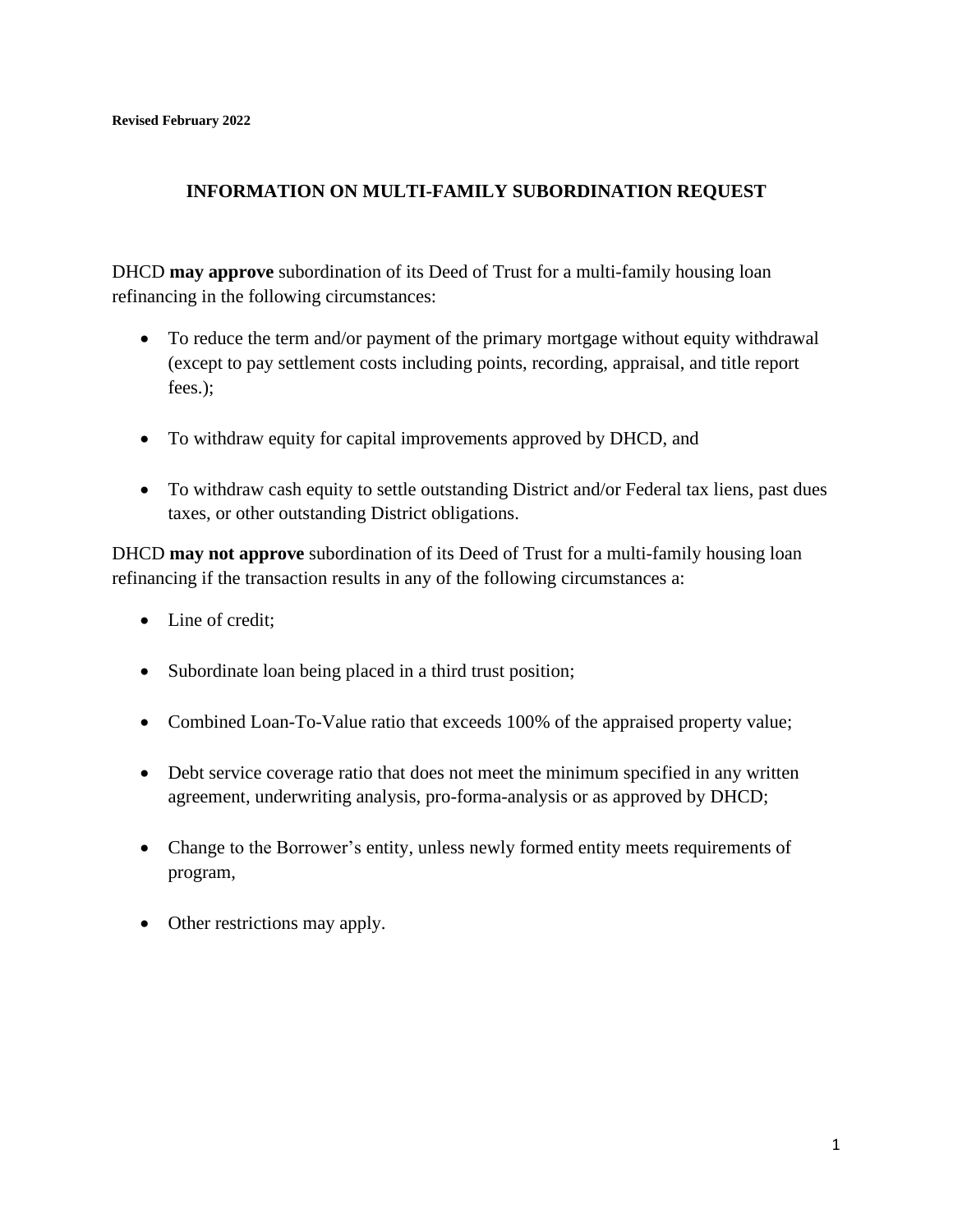**Revised February 2022**

## INFORMATION ON MULTI-FAMILY SUBORDINATION REQUEST

DHCD **may approve** subordination of its Deed of Trust for a multi-family housing loan refinancing in the following circumstances:

- To reduce the term and/or payment of the primary mortgage without equity withdrawal (except to pay settlement costs including points, recording, appraisal, and title report fees.);
- To withdraw equity for capital improvements approved by DHCD, and
- To withdraw cash equity to settle outstanding District and/or Federal tax liens, past dues taxes, or other outstanding District obligations.

DHCD **may not approve** subordination of its Deed of Trust for a multi-family housing loan refinancing if the transaction results in any of the following circumstances a:

- Line of credit;
- Subordinate loan being placed in a third trust position;
- Combined Loan-To-Value ratio that exceeds 100% of the appraised property value;
- Debt service coverage ratio that does not meet the minimum specified in any written agreement, underwriting analysis, pro-forma-analysis or as approved by DHCD;
- Change to the Borrower's entity, unless newly formed entity meets requirements of program,
- Other restrictions may apply.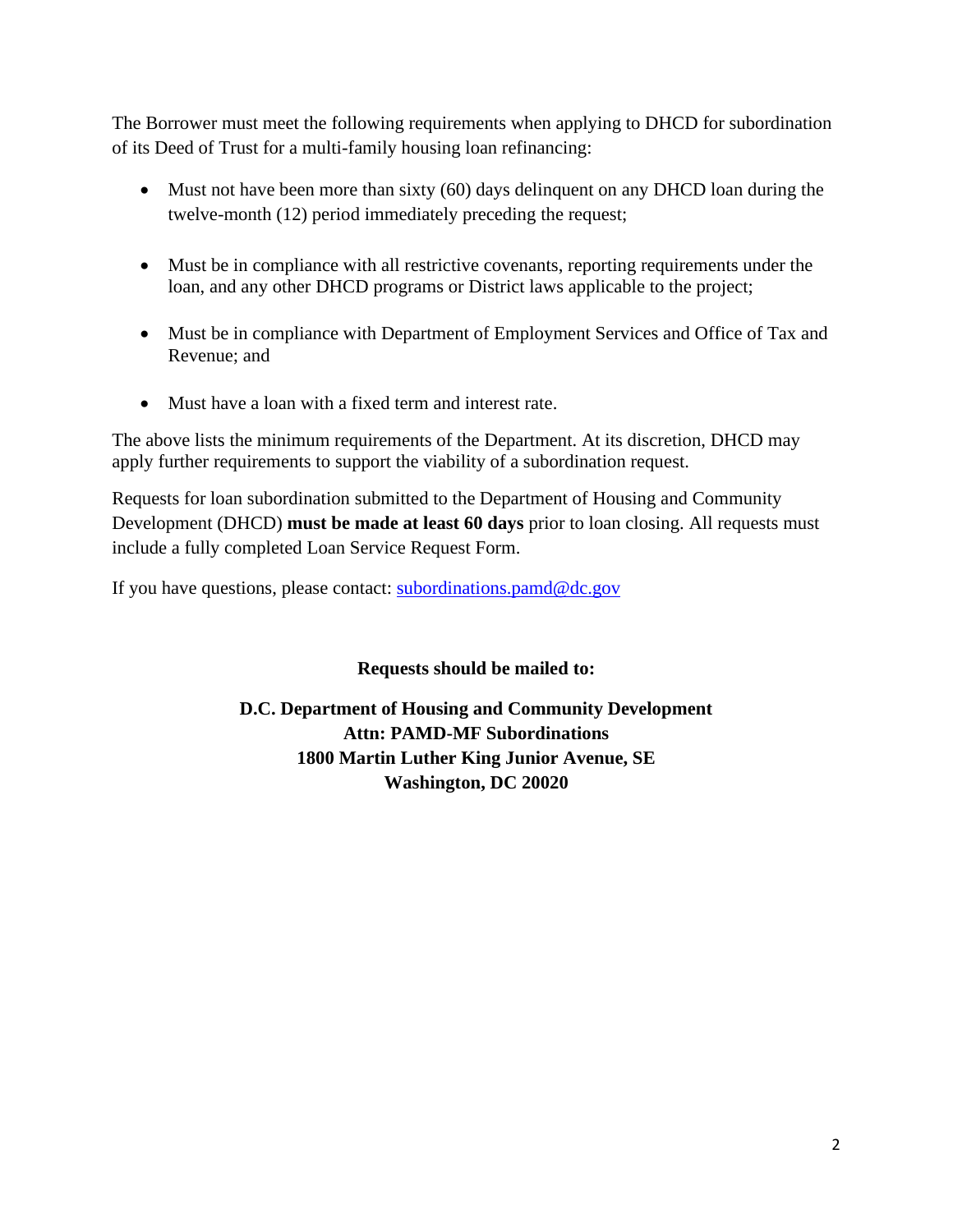The Borrower must meet the following requirements when applying to DHCD for subordination of its Deed of Trust for a multi-family housing loan refinancing:

- Must not have been more than sixty (60) days delinquent on any DHCD loan during the twelve-month (12) period immediately preceding the request;

- Must be in compliance with all restrictive covenants, reporting requirements under the loan, and any other DHCD programs or District laws applicable to the project;

- Must be in compliance with Department of Employment Services and Office of Tax and Revenue; and

- Must have a loan with a fixed term and interest rate.

The above lists the minimum requirements of the Department. At its discretion, DHCD may apply further requirements to support the viability of a subordination request.

Requests for loan subordination submitted to the Department of Housing and Community Development (DHCD) **must be made at least 60 days** prior to loan closing. All requests must include a fully completed Loan Service Request Form.

If you have questions, please contact: subordinations.pamd@dc.gov

**Requests should be mailed to:**

**D.C. Department of Housing and Community Development**
**Attn: PAMD-MF Subordinations**
**1800 Martin Luther King Junior Avenue, SE**
**Washington, DC 20020**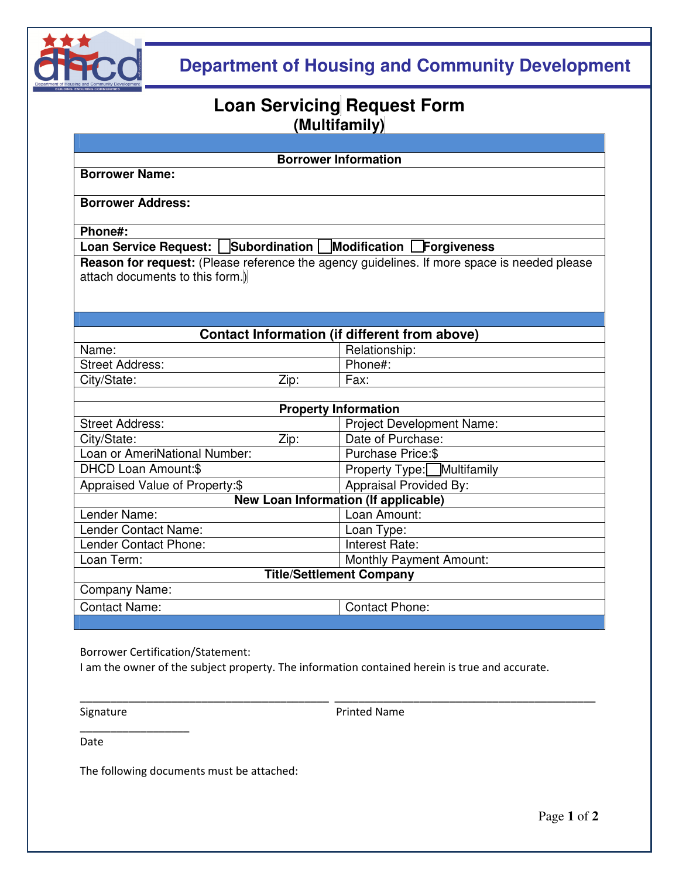# Department of Housing and Community Development

## Loan Servicing Request Form
### (Multifamily)

| Borrower Information | |
|---|---|
| **Borrower Name:** | |
| **Borrower Address:** | |
| **Phone#:** | |
| **Loan Service Request:** ☐ **Subordination** ☐ **Modification** ☐ **Forgiveness** | |
| **Reason for request:** (Please reference the agency guidelines. If more space is needed please attach documents to this form.) | |

| **Contact Information (if different from above)** | |
|---|---|
| Name: | Relationship: |
| Street Address: | Phone#: |
| City/State: Zip: | Fax: |

| **Property Information** | |
|---|---|
| Street Address: | Project Development Name: |
| City/State: Zip: | Date of Purchase: |
| Loan or AmeriNational Number: | Purchase Price:$ |
| DHCD Loan Amount:$ | Property Type: ☐ Multifamily |
| Appraised Value of Property:$ | Appraisal Provided By: |
| **New Loan Information (If applicable)** | |
| Lender Name: | Loan Amount: |
| Lender Contact Name: | Loan Type: |
| Lender Contact Phone: | Interest Rate: |
| Loan Term: | Monthly Payment Amount: |
| **Title/Settlement Company** | |
| Company Name: | |
| Contact Name: | Contact Phone: |

Borrower Certification/Statement:
I am the owner of the subject property. The information contained herein is true and accurate.

_____________________________________________ _____________________________________________

Signature Printed Name

____________________

Date

The following documents must be attached: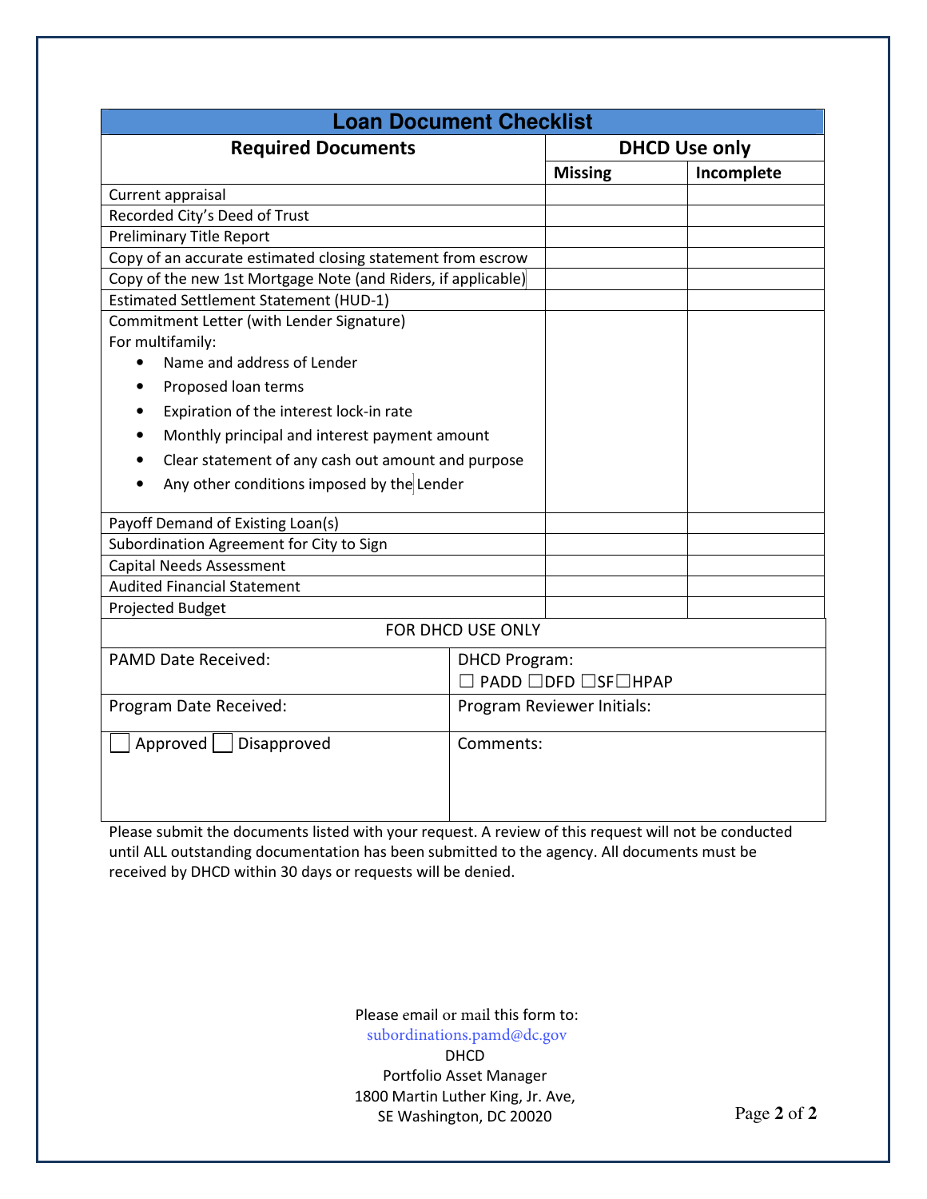## Loan Document Checklist

| Required Documents | DHCD Use only | |
|---|---|---|
| | Missing | Incomplete |
| Current appraisal | | |
| Recorded City's Deed of Trust | | |
| Preliminary Title Report | | |
| Copy of an accurate estimated closing statement from escrow | | |
| Copy of the new 1st Mortgage Note (and Riders, if applicable) | | |
| Estimated Settlement Statement (HUD-1) | | |
| Commitment Letter (with Lender Signature)<br>For multifamily:<br>• Name and address of Lender<br>• Proposed loan terms<br>• Expiration of the interest lock-in rate<br>• Monthly principal and interest payment amount<br>• Clear statement of any cash out amount and purpose<br>• Any other conditions imposed by the Lender | | |
| Payoff Demand of Existing Loan(s) | | |
| Subordination Agreement for City to Sign | | |
| Capital Needs Assessment | | |
| Audited Financial Statement | | |
| Projected Budget | | |

**FOR DHCD USE ONLY**

| | |
|---|---|
| PAMD Date Received: | DHCD Program:<br>☐ PADD ☐DFD ☐SF☐HPAP |
| Program Date Received: | Program Reviewer Initials: |
| ☐ Approved ☐ Disapproved | Comments: |

Please submit the documents listed with your request. A review of this request will not be conducted until ALL outstanding documentation has been submitted to the agency. All documents must be received by DHCD within 30 days or requests will be denied.

Please email or mail this form to:
subordinations.pamd@dc.gov
DHCD
Portfolio Asset Manager
1800 Martin Luther King, Jr. Ave,
SE Washington, DC 20020